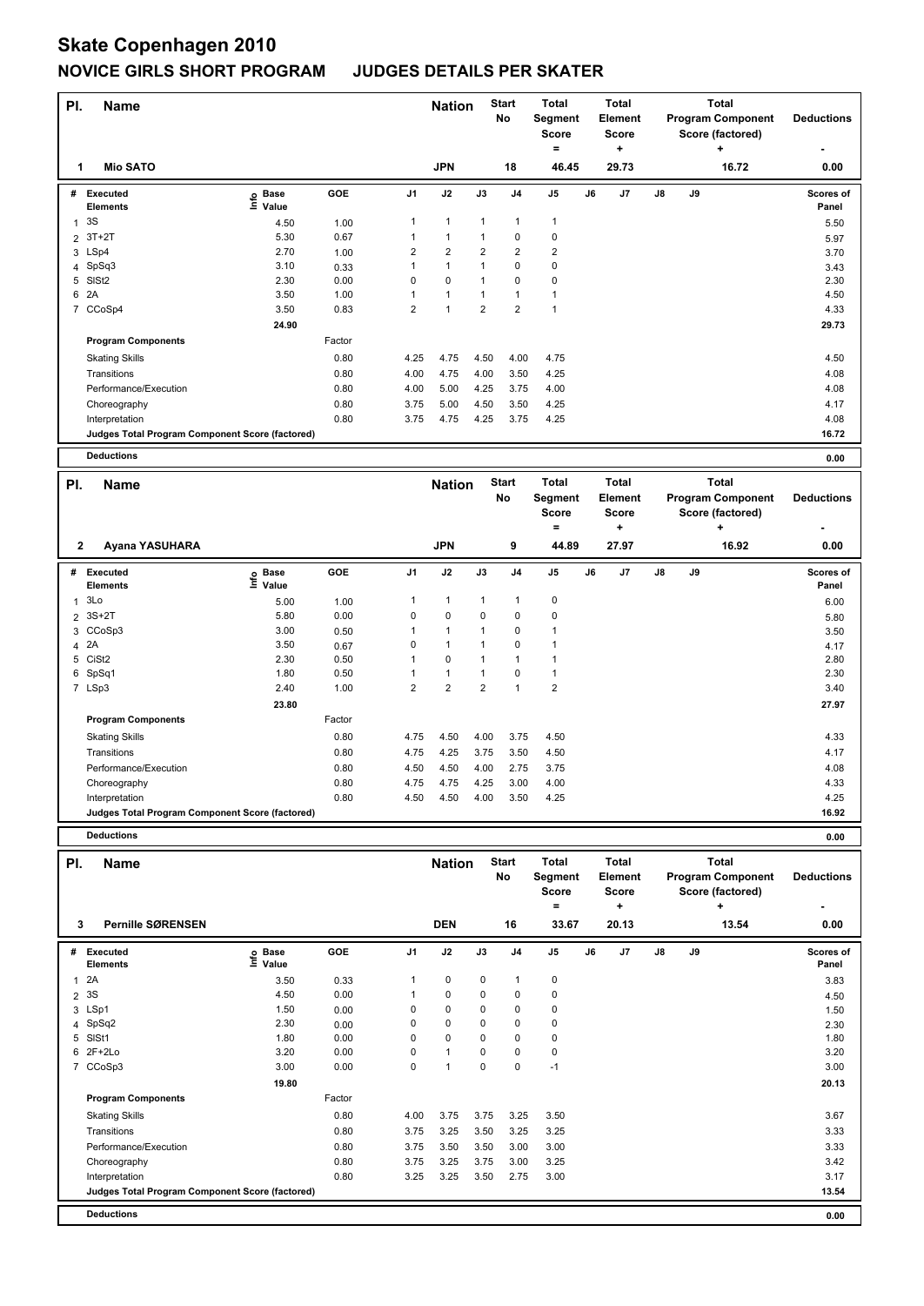# Skate Copenhagen 2010

## NOVICE GIRLS SHORT PROGRAM JUDGES DETAILS PER SKATER

| Pl. | Name | Nation | Start No | Total Segment Score = | Total Element Score + | Total Program Component Score (factored) + | Deductions - |
|---|---|---|---|---|---|---|---|
| 1 | Mio SATO | JPN | 18 | 46.45 | 29.73 | 16.72 | 0.00 |

| # | Executed Elements | Info | Base Value | GOE | J1 | J2 | J3 | J4 | J5 | J6 | J7 | J8 | J9 | Scores of Panel |
|---|---|---|---|---|---|---|---|---|---|---|---|---|---|---|
| 1 | 3S | | 4.50 | 1.00 | 1 | 1 | 1 | 1 | 1 | | | | | 5.50 |
| 2 | 3T+2T | | 5.30 | 0.67 | 1 | 1 | 1 | 0 | 0 | | | | | 5.97 |
| 3 | LSp4 | | 2.70 | 1.00 | 2 | 2 | 2 | 2 | 2 | | | | | 3.70 |
| 4 | SpSq3 | | 3.10 | 0.33 | 1 | 1 | 1 | 0 | 0 | | | | | 3.43 |
| 5 | SlSt2 | | 2.30 | 0.00 | 0 | 0 | 1 | 0 | 0 | | | | | 2.30 |
| 6 | 2A | | 3.50 | 1.00 | 1 | 1 | 1 | 1 | 1 | | | | | 4.50 |
| 7 | CCoSp4 | | 3.50 | 0.83 | 2 | 1 | 2 | 2 | 1 | | | | | 4.33 |
| | | | 24.90 | | | | | | | | | | | 29.73 |
| | **Program Components** | | | Factor | | | | | | | | | | |
| | Skating Skills | | | 0.80 | 4.25 | 4.75 | 4.50 | 4.00 | 4.75 | | | | | 4.50 |
| | Transitions | | | 0.80 | 4.00 | 4.75 | 4.00 | 3.50 | 4.25 | | | | | 4.08 |
| | Performance/Execution | | | 0.80 | 4.00 | 5.00 | 4.25 | 3.75 | 4.00 | | | | | 4.08 |
| | Choreography | | | 0.80 | 3.75 | 5.00 | 4.50 | 3.50 | 4.25 | | | | | 4.17 |
| | Interpretation | | | 0.80 | 3.75 | 4.75 | 4.25 | 3.75 | 4.25 | | | | | 4.08 |
| | Judges Total Program Component Score (factored) | | | | | | | | | | | | | 16.72 |
| | **Deductions** | | | | | | | | | | | | | 0.00 |

| Pl. | Name | Nation | Start No | Total Segment Score = | Total Element Score + | Total Program Component Score (factored) + | Deductions - |
|---|---|---|---|---|---|---|---|
| 2 | Ayana YASUHARA | JPN | 9 | 44.89 | 27.97 | 16.92 | 0.00 |

| # | Executed Elements | Info | Base Value | GOE | J1 | J2 | J3 | J4 | J5 | J6 | J7 | J8 | J9 | Scores of Panel |
|---|---|---|---|---|---|---|---|---|---|---|---|---|---|---|
| 1 | 3Lo | | 5.00 | 1.00 | 1 | 1 | 1 | 1 | 0 | | | | | 6.00 |
| 2 | 3S+2T | | 5.80 | 0.00 | 0 | 0 | 0 | 0 | 0 | | | | | 5.80 |
| 3 | CCoSp3 | | 3.00 | 0.50 | 1 | 1 | 1 | 0 | 1 | | | | | 3.50 |
| 4 | 2A | | 3.50 | 0.67 | 0 | 1 | 1 | 0 | 1 | | | | | 4.17 |
| 5 | CiSt2 | | 2.30 | 0.50 | 1 | 0 | 1 | 1 | 1 | | | | | 2.80 |
| 6 | SpSq1 | | 1.80 | 0.50 | 1 | 1 | 1 | 0 | 1 | | | | | 2.30 |
| 7 | LSp3 | | 2.40 | 1.00 | 2 | 2 | 2 | 1 | 2 | | | | | 3.40 |
| | | | 23.80 | | | | | | | | | | | 27.97 |
| | **Program Components** | | | Factor | | | | | | | | | | |
| | Skating Skills | | | 0.80 | 4.75 | 4.50 | 4.00 | 3.75 | 4.50 | | | | | 4.33 |
| | Transitions | | | 0.80 | 4.75 | 4.25 | 3.75 | 3.50 | 4.50 | | | | | 4.17 |
| | Performance/Execution | | | 0.80 | 4.50 | 4.50 | 4.00 | 2.75 | 3.75 | | | | | 4.08 |
| | Choreography | | | 0.80 | 4.75 | 4.75 | 4.25 | 3.00 | 4.00 | | | | | 4.33 |
| | Interpretation | | | 0.80 | 4.50 | 4.50 | 4.00 | 3.50 | 4.25 | | | | | 4.25 |
| | Judges Total Program Component Score (factored) | | | | | | | | | | | | | 16.92 |
| | **Deductions** | | | | | | | | | | | | | 0.00 |

| Pl. | Name | Nation | Start No | Total Segment Score = | Total Element Score + | Total Program Component Score (factored) + | Deductions - |
|---|---|---|---|---|---|---|---|
| 3 | Pernille SØRENSEN | DEN | 16 | 33.67 | 20.13 | 13.54 | 0.00 |

| # | Executed Elements | Info | Base Value | GOE | J1 | J2 | J3 | J4 | J5 | J6 | J7 | J8 | J9 | Scores of Panel |
|---|---|---|---|---|---|---|---|---|---|---|---|---|---|---|
| 1 | 2A | | 3.50 | 0.33 | 1 | 0 | 0 | 1 | 0 | | | | | 3.83 |
| 2 | 3S | | 4.50 | 0.00 | 1 | 0 | 0 | 0 | 0 | | | | | 4.50 |
| 3 | LSp1 | | 1.50 | 0.00 | 0 | 0 | 0 | 0 | 0 | | | | | 1.50 |
| 4 | SpSq2 | | 2.30 | 0.00 | 0 | 0 | 0 | 0 | 0 | | | | | 2.30 |
| 5 | SlSt1 | | 1.80 | 0.00 | 0 | 0 | 0 | 0 | 0 | | | | | 1.80 |
| 6 | 2F+2Lo | | 3.20 | 0.00 | 0 | 1 | 0 | 0 | 0 | | | | | 3.20 |
| 7 | CCoSp3 | | 3.00 | 0.00 | 0 | 1 | 0 | 0 | -1 | | | | | 3.00 |
| | | | 19.80 | | | | | | | | | | | 20.13 |
| | **Program Components** | | | Factor | | | | | | | | | | |
| | Skating Skills | | | 0.80 | 4.00 | 3.75 | 3.75 | 3.25 | 3.50 | | | | | 3.67 |
| | Transitions | | | 0.80 | 3.75 | 3.25 | 3.50 | 3.25 | 3.25 | | | | | 3.33 |
| | Performance/Execution | | | 0.80 | 3.75 | 3.50 | 3.50 | 3.00 | 3.00 | | | | | 3.33 |
| | Choreography | | | 0.80 | 3.75 | 3.25 | 3.75 | 3.00 | 3.25 | | | | | 3.42 |
| | Interpretation | | | 0.80 | 3.25 | 3.25 | 3.50 | 2.75 | 3.00 | | | | | 3.17 |
| | Judges Total Program Component Score (factored) | | | | | | | | | | | | | 13.54 |
| | **Deductions** | | | | | | | | | | | | | 0.00 |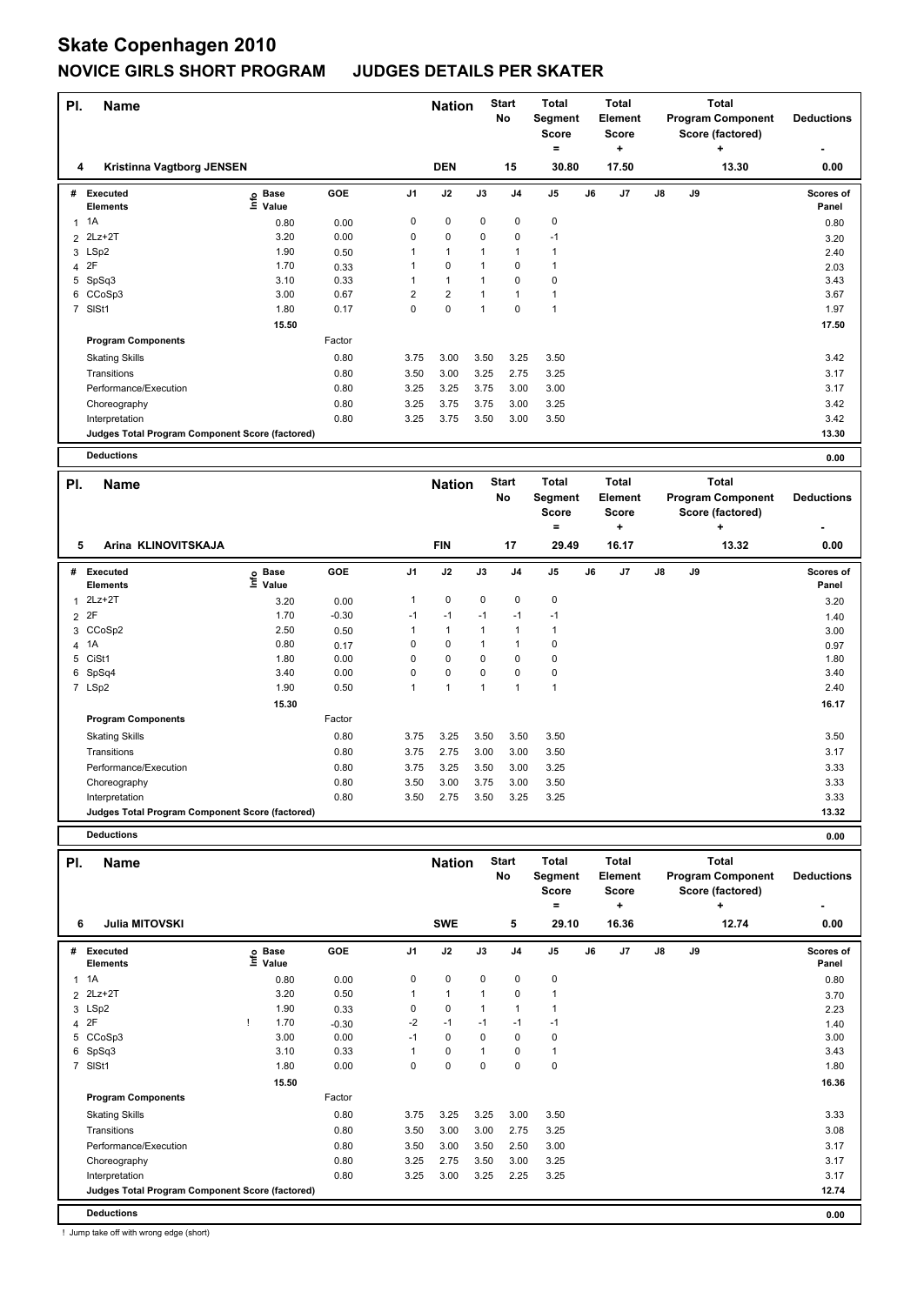# Skate Copenhagen 2010

## NOVICE GIRLS SHORT PROGRAM JUDGES DETAILS PER SKATER

| Pl. | Name | Nation | Start No | Total Segment Score = | Total Element Score + | Total Program Component Score (factored) + | Deductions - |
|---|---|---|---|---|---|---|---|
| 4 | Kristinna Vagtborg JENSEN | DEN | 15 | 30.80 | 17.50 | 13.30 | 0.00 |

| # | Executed Elements | Info | Base Value | GOE | J1 | J2 | J3 | J4 | J5 | J6 | J7 | J8 | J9 | Scores of Panel |
|---|---|---|---|---|---|---|---|---|---|---|---|---|---|---|
| 1 | 1A | | 0.80 | 0.00 | 0 | 0 | 0 | 0 | 0 | | | | | 0.80 |
| 2 | 2Lz+2T | | 3.20 | 0.00 | 0 | 0 | 0 | 0 | -1 | | | | | 3.20 |
| 3 | LSp2 | | 1.90 | 0.50 | 1 | 1 | 1 | 1 | 1 | | | | | 2.40 |
| 4 | 2F | | 1.70 | 0.33 | 1 | 0 | 1 | 0 | 1 | | | | | 2.03 |
| 5 | SpSq3 | | 3.10 | 0.33 | 1 | 1 | 1 | 0 | 0 | | | | | 3.43 |
| 6 | CCoSp3 | | 3.00 | 0.67 | 2 | 2 | 1 | 1 | 1 | | | | | 3.67 |
| 7 | SlSt1 | | 1.80 | 0.17 | 0 | 0 | 1 | 0 | 1 | | | | | 1.97 |
| | | | 15.50 | | | | | | | | | | | 17.50 |
| | **Program Components** | | | Factor | | | | | | | | | | |
| | Skating Skills | | | 0.80 | 3.75 | 3.00 | 3.50 | 3.25 | 3.50 | | | | | 3.42 |
| | Transitions | | | 0.80 | 3.50 | 3.00 | 3.25 | 2.75 | 3.25 | | | | | 3.17 |
| | Performance/Execution | | | 0.80 | 3.25 | 3.25 | 3.75 | 3.00 | 3.00 | | | | | 3.17 |
| | Choreography | | | 0.80 | 3.25 | 3.75 | 3.75 | 3.00 | 3.25 | | | | | 3.42 |
| | Interpretation | | | 0.80 | 3.25 | 3.75 | 3.50 | 3.00 | 3.50 | | | | | 3.42 |
| | **Judges Total Program Component Score (factored)** | | | | | | | | | | | | | 13.30 |
| | **Deductions** | | | | | | | | | | | | | 0.00 |

| Pl. | Name | Nation | Start No | Total Segment Score = | Total Element Score + | Total Program Component Score (factored) + | Deductions - |
|---|---|---|---|---|---|---|---|
| 5 | Arina KLINOVITSKAJA | FIN | 17 | 29.49 | 16.17 | 13.32 | 0.00 |

| # | Executed Elements | Info | Base Value | GOE | J1 | J2 | J3 | J4 | J5 | J6 | J7 | J8 | J9 | Scores of Panel |
|---|---|---|---|---|---|---|---|---|---|---|---|---|---|---|
| 1 | 2Lz+2T | | 3.20 | 0.00 | 1 | 0 | 0 | 0 | 0 | | | | | 3.20 |
| 2 | 2F | | 1.70 | -0.30 | -1 | -1 | -1 | -1 | -1 | | | | | 1.40 |
| 3 | CCoSp2 | | 2.50 | 0.50 | 1 | 1 | 1 | 1 | 1 | | | | | 3.00 |
| 4 | 1A | | 0.80 | 0.17 | 0 | 0 | 1 | 1 | 0 | | | | | 0.97 |
| 5 | CiSt1 | | 1.80 | 0.00 | 0 | 0 | 0 | 0 | 0 | | | | | 1.80 |
| 6 | SpSq4 | | 3.40 | 0.00 | 0 | 0 | 0 | 0 | 0 | | | | | 3.40 |
| 7 | LSp2 | | 1.90 | 0.50 | 1 | 1 | 1 | 1 | 1 | | | | | 2.40 |
| | | | 15.30 | | | | | | | | | | | 16.17 |
| | **Program Components** | | | Factor | | | | | | | | | | |
| | Skating Skills | | | 0.80 | 3.75 | 3.25 | 3.50 | 3.50 | 3.50 | | | | | 3.50 |
| | Transitions | | | 0.80 | 3.75 | 2.75 | 3.00 | 3.00 | 3.50 | | | | | 3.17 |
| | Performance/Execution | | | 0.80 | 3.75 | 3.25 | 3.50 | 3.00 | 3.25 | | | | | 3.33 |
| | Choreography | | | 0.80 | 3.50 | 3.00 | 3.75 | 3.00 | 3.50 | | | | | 3.33 |
| | Interpretation | | | 0.80 | 3.50 | 2.75 | 3.50 | 3.25 | 3.25 | | | | | 3.33 |
| | **Judges Total Program Component Score (factored)** | | | | | | | | | | | | | 13.32 |
| | **Deductions** | | | | | | | | | | | | | 0.00 |

| Pl. | Name | Nation | Start No | Total Segment Score = | Total Element Score + | Total Program Component Score (factored) + | Deductions - |
|---|---|---|---|---|---|---|---|
| 6 | Julia MITOVSKI | SWE | 5 | 29.10 | 16.36 | 12.74 | 0.00 |

| # | Executed Elements | Info | Base Value | GOE | J1 | J2 | J3 | J4 | J5 | J6 | J7 | J8 | J9 | Scores of Panel |
|---|---|---|---|---|---|---|---|---|---|---|---|---|---|---|
| 1 | 1A | | 0.80 | 0.00 | 0 | 0 | 0 | 0 | 0 | | | | | 0.80 |
| 2 | 2Lz+2T | | 3.20 | 0.50 | 1 | 1 | 1 | 0 | 1 | | | | | 3.70 |
| 3 | LSp2 | | 1.90 | 0.33 | 0 | 0 | 1 | 1 | 1 | | | | | 2.23 |
| 4 | 2F | ! | 1.70 | -0.30 | -2 | -1 | -1 | -1 | -1 | | | | | 1.40 |
| 5 | CCoSp3 | | 3.00 | 0.00 | -1 | 0 | 0 | 0 | 0 | | | | | 3.00 |
| 6 | SpSq3 | | 3.10 | 0.33 | 1 | 0 | 1 | 0 | 1 | | | | | 3.43 |
| 7 | SlSt1 | | 1.80 | 0.00 | 0 | 0 | 0 | 0 | 0 | | | | | 1.80 |
| | | | 15.50 | | | | | | | | | | | 16.36 |
| | **Program Components** | | | Factor | | | | | | | | | | |
| | Skating Skills | | | 0.80 | 3.75 | 3.25 | 3.25 | 3.00 | 3.50 | | | | | 3.33 |
| | Transitions | | | 0.80 | 3.50 | 3.00 | 3.00 | 2.75 | 3.25 | | | | | 3.08 |
| | Performance/Execution | | | 0.80 | 3.50 | 3.00 | 3.50 | 2.50 | 3.00 | | | | | 3.17 |
| | Choreography | | | 0.80 | 3.25 | 2.75 | 3.50 | 3.00 | 3.25 | | | | | 3.17 |
| | Interpretation | | | 0.80 | 3.25 | 3.00 | 3.25 | 2.25 | 3.25 | | | | | 3.17 |
| | **Judges Total Program Component Score (factored)** | | | | | | | | | | | | | 12.74 |
| | **Deductions** | | | | | | | | | | | | | 0.00 |

! Jump take off with wrong edge (short)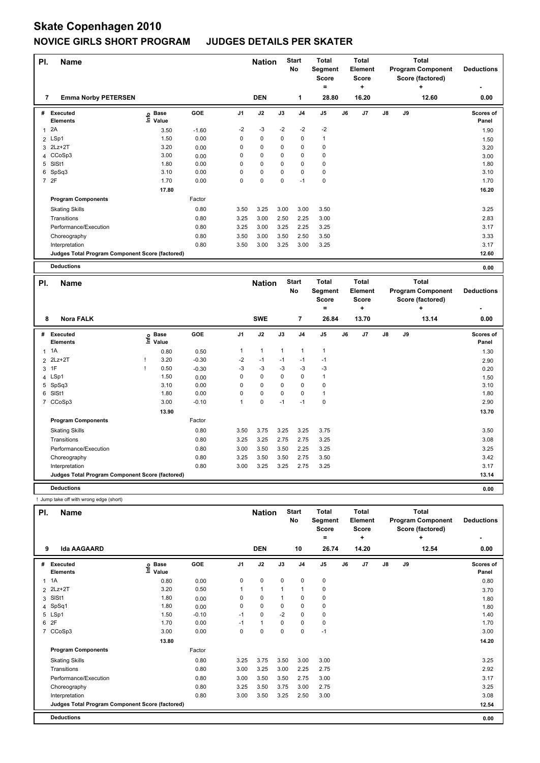# Skate Copenhagen 2010

## NOVICE GIRLS SHORT PROGRAM JUDGES DETAILS PER SKATER

| Pl. | Name | Nation | Start No | Total Segment Score = | Total Element Score + | Total Program Component Score (factored) + | Deductions - |
|---|---|---|---|---|---|---|---|
| 7 | Emma Norby PETERSEN | DEN | 1 | 28.80 | 16.20 | 12.60 | 0.00 |

| # | Executed Elements | Info | Base Value | GOE | J1 | J2 | J3 | J4 | J5 | J6 | J7 | J8 | J9 | Scores of Panel |
|---|---|---|---|---|---|---|---|---|---|---|---|---|---|---|
| 1 | 2A | | 3.50 | -1.60 | -2 | -3 | -2 | -2 | -2 | | | | | 1.90 |
| 2 | LSp1 | | 1.50 | 0.00 | 0 | 0 | 0 | 0 | 1 | | | | | 1.50 |
| 3 | 2Lz+2T | | 3.20 | 0.00 | 0 | 0 | 0 | 0 | 0 | | | | | 3.20 |
| 4 | CCoSp3 | | 3.00 | 0.00 | 0 | 0 | 0 | 0 | 0 | | | | | 3.00 |
| 5 | SlSt1 | | 1.80 | 0.00 | 0 | 0 | 0 | 0 | 0 | | | | | 1.80 |
| 6 | SpSq3 | | 3.10 | 0.00 | 0 | 0 | 0 | 0 | 0 | | | | | 3.10 |
| 7 | 2F | | 1.70 | 0.00 | 0 | 0 | 0 | -1 | 0 | | | | | 1.70 |
| | | | 17.80 | | | | | | | | | | | 16.20 |
| | **Program Components** | | | Factor | | | | | | | | | | |
| | Skating Skills | | | 0.80 | 3.50 | 3.25 | 3.00 | 3.00 | 3.50 | | | | | 3.25 |
| | Transitions | | | 0.80 | 3.25 | 3.00 | 2.50 | 2.25 | 3.00 | | | | | 2.83 |
| | Performance/Execution | | | 0.80 | 3.25 | 3.00 | 3.25 | 2.25 | 3.25 | | | | | 3.17 |
| | Choreography | | | 0.80 | 3.50 | 3.00 | 3.50 | 2.50 | 3.50 | | | | | 3.33 |
| | Interpretation | | | 0.80 | 3.50 | 3.00 | 3.25 | 3.00 | 3.25 | | | | | 3.17 |
| | **Judges Total Program Component Score (factored)** | | | | | | | | | | | | | 12.60 |
| | **Deductions** | | | | | | | | | | | | | 0.00 |

| Pl. | Name | Nation | Start No | Total Segment Score = | Total Element Score + | Total Program Component Score (factored) + | Deductions - |
|---|---|---|---|---|---|---|---|
| 8 | Nora FALK | SWE | 7 | 26.84 | 13.70 | 13.14 | 0.00 |

| # | Executed Elements | Info | Base Value | GOE | J1 | J2 | J3 | J4 | J5 | J6 | J7 | J8 | J9 | Scores of Panel |
|---|---|---|---|---|---|---|---|---|---|---|---|---|---|---|
| 1 | 1A | | 0.80 | 0.50 | 1 | 1 | 1 | 1 | 1 | | | | | 1.30 |
| 2 | 2Lz+2T | ! | 3.20 | -0.30 | -2 | -1 | -1 | -1 | -1 | | | | | 2.90 |
| 3 | 1F | ! | 0.50 | -0.30 | -3 | -3 | -3 | -3 | -3 | | | | | 0.20 |
| 4 | LSp1 | | 1.50 | 0.00 | 0 | 0 | 0 | 0 | 1 | | | | | 1.50 |
| 5 | SpSq3 | | 3.10 | 0.00 | 0 | 0 | 0 | 0 | 0 | | | | | 3.10 |
| 6 | SlSt1 | | 1.80 | 0.00 | 0 | 0 | 0 | 0 | 1 | | | | | 1.80 |
| 7 | CCoSp3 | | 3.00 | -0.10 | 1 | 0 | -1 | -1 | 0 | | | | | 2.90 |
| | | | 13.90 | | | | | | | | | | | 13.70 |
| | **Program Components** | | | Factor | | | | | | | | | | |
| | Skating Skills | | | 0.80 | 3.50 | 3.75 | 3.25 | 3.25 | 3.75 | | | | | 3.50 |
| | Transitions | | | 0.80 | 3.25 | 3.25 | 2.75 | 2.75 | 3.25 | | | | | 3.08 |
| | Performance/Execution | | | 0.80 | 3.00 | 3.50 | 3.50 | 2.25 | 3.25 | | | | | 3.25 |
| | Choreography | | | 0.80 | 3.25 | 3.50 | 3.50 | 2.75 | 3.50 | | | | | 3.42 |
| | Interpretation | | | 0.80 | 3.00 | 3.25 | 3.25 | 2.75 | 3.25 | | | | | 3.17 |
| | **Judges Total Program Component Score (factored)** | | | | | | | | | | | | | 13.14 |
| | **Deductions** | | | | | | | | | | | | | 0.00 |

! Jump take off with wrong edge (short)

| Pl. | Name | Nation | Start No | Total Segment Score = | Total Element Score + | Total Program Component Score (factored) + | Deductions - |
|---|---|---|---|---|---|---|---|
| 9 | Ida AAGAARD | DEN | 10 | 26.74 | 14.20 | 12.54 | 0.00 |

| # | Executed Elements | Info | Base Value | GOE | J1 | J2 | J3 | J4 | J5 | J6 | J7 | J8 | J9 | Scores of Panel |
|---|---|---|---|---|---|---|---|---|---|---|---|---|---|---|
| 1 | 1A | | 0.80 | 0.00 | 0 | 0 | 0 | 0 | 0 | | | | | 0.80 |
| 2 | 2Lz+2T | | 3.20 | 0.50 | 1 | 1 | 1 | 1 | 0 | | | | | 3.70 |
| 3 | SlSt1 | | 1.80 | 0.00 | 0 | 0 | 1 | 0 | 0 | | | | | 1.80 |
| 4 | SpSq1 | | 1.80 | 0.00 | 0 | 0 | 0 | 0 | 0 | | | | | 1.80 |
| 5 | LSp1 | | 1.50 | -0.10 | -1 | 0 | -2 | 0 | 0 | | | | | 1.40 |
| 6 | 2F | | 1.70 | 0.00 | -1 | 1 | 0 | 0 | 0 | | | | | 1.70 |
| 7 | CCoSp3 | | 3.00 | 0.00 | 0 | 0 | 0 | 0 | -1 | | | | | 3.00 |
| | | | 13.80 | | | | | | | | | | | 14.20 |
| | **Program Components** | | | Factor | | | | | | | | | | |
| | Skating Skills | | | 0.80 | 3.25 | 3.75 | 3.50 | 3.00 | 3.00 | | | | | 3.25 |
| | Transitions | | | 0.80 | 3.00 | 3.25 | 3.00 | 2.25 | 2.75 | | | | | 2.92 |
| | Performance/Execution | | | 0.80 | 3.00 | 3.50 | 3.50 | 2.75 | 3.00 | | | | | 3.17 |
| | Choreography | | | 0.80 | 3.25 | 3.50 | 3.75 | 3.00 | 2.75 | | | | | 3.25 |
| | Interpretation | | | 0.80 | 3.00 | 3.50 | 3.25 | 2.50 | 3.00 | | | | | 3.08 |
| | **Judges Total Program Component Score (factored)** | | | | | | | | | | | | | 12.54 |
| | **Deductions** | | | | | | | | | | | | | 0.00 |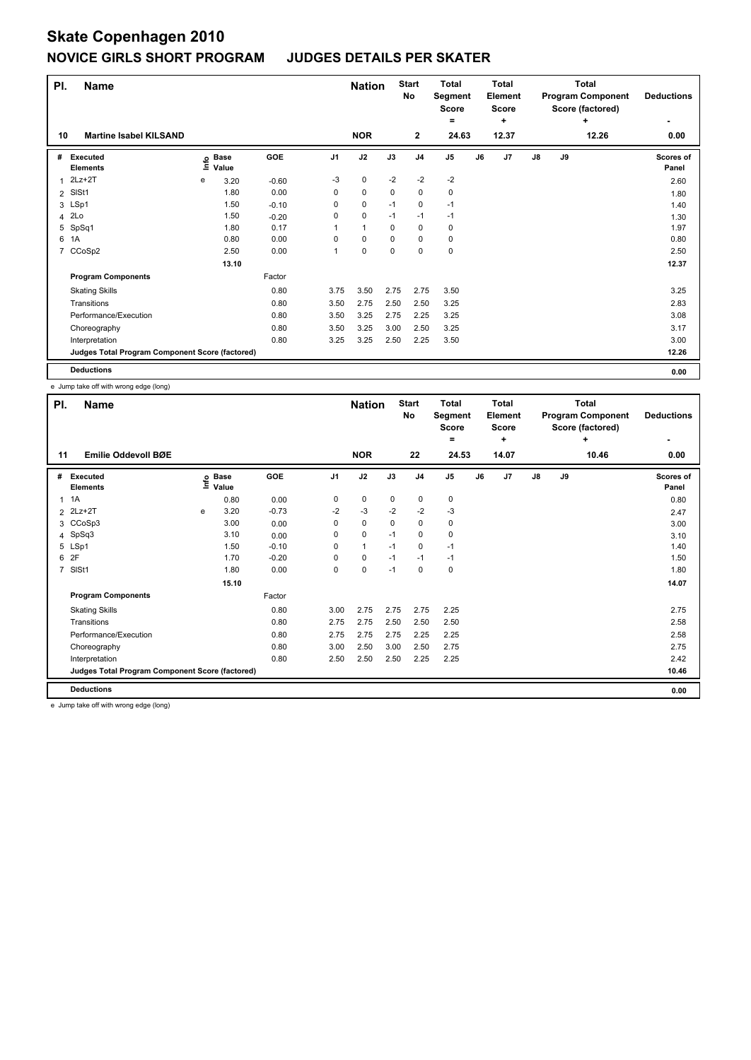# Skate Copenhagen 2010

## NOVICE GIRLS SHORT PROGRAM JUDGES DETAILS PER SKATER

| Pl. | Name | Nation | Start No | Total Segment Score = | Total Element Score + | Total Program Component Score (factored) + | Deductions - |
|---|---|---|---|---|---|---|---|
| 10 | Martine Isabel KILSAND | NOR | 2 | 24.63 | 12.37 | 12.26 | 0.00 |

| # | Executed Elements | Info | Base Value | GOE | J1 | J2 | J3 | J4 | J5 | J6 | J7 | J8 | J9 | Scores of Panel |
|---|---|---|---|---|---|---|---|---|---|---|---|---|---|---|
| 1 | 2Lz+2T | e | 3.20 | -0.60 | -3 | 0 | -2 | -2 | -2 | | | | | 2.60 |
| 2 | SlSt1 | | 1.80 | 0.00 | 0 | 0 | 0 | 0 | 0 | | | | | 1.80 |
| 3 | LSp1 | | 1.50 | -0.10 | 0 | 0 | -1 | 0 | -1 | | | | | 1.40 |
| 4 | 2Lo | | 1.50 | -0.20 | 0 | 0 | -1 | -1 | -1 | | | | | 1.30 |
| 5 | SpSq1 | | 1.80 | 0.17 | 1 | 1 | 0 | 0 | 0 | | | | | 1.97 |
| 6 | 1A | | 0.80 | 0.00 | 0 | 0 | 0 | 0 | 0 | | | | | 0.80 |
| 7 | CCoSp2 | | 2.50 | 0.00 | 1 | 0 | 0 | 0 | 0 | | | | | 2.50 |
| | | | 13.10 | | | | | | | | | | | 12.37 |
| | **Program Components** | | | Factor | | | | | | | | | | |
| | Skating Skills | | | 0.80 | 3.75 | 3.50 | 2.75 | 2.75 | 3.50 | | | | | 3.25 |
| | Transitions | | | 0.80 | 3.50 | 2.75 | 2.50 | 2.50 | 3.25 | | | | | 2.83 |
| | Performance/Execution | | | 0.80 | 3.50 | 3.25 | 2.75 | 2.25 | 3.25 | | | | | 3.08 |
| | Choreography | | | 0.80 | 3.50 | 3.25 | 3.00 | 2.50 | 3.25 | | | | | 3.17 |
| | Interpretation | | | 0.80 | 3.25 | 3.25 | 2.50 | 2.25 | 3.50 | | | | | 3.00 |
| | **Judges Total Program Component Score (factored)** | | | | | | | | | | | | | 12.26 |
| | **Deductions** | | | | | | | | | | | | | 0.00 |

e Jump take off with wrong edge (long)

| Pl. | Name | Nation | Start No | Total Segment Score = | Total Element Score + | Total Program Component Score (factored) + | Deductions - |
|---|---|---|---|---|---|---|---|
| 11 | Emilie Oddevoll BØE | NOR | 22 | 24.53 | 14.07 | 10.46 | 0.00 |

| # | Executed Elements | Info | Base Value | GOE | J1 | J2 | J3 | J4 | J5 | J6 | J7 | J8 | J9 | Scores of Panel |
|---|---|---|---|---|---|---|---|---|---|---|---|---|---|---|
| 1 | 1A | | 0.80 | 0.00 | 0 | 0 | 0 | 0 | 0 | | | | | 0.80 |
| 2 | 2Lz+2T | e | 3.20 | -0.73 | -2 | -3 | -2 | -2 | -3 | | | | | 2.47 |
| 3 | CCoSp3 | | 3.00 | 0.00 | 0 | 0 | 0 | 0 | 0 | | | | | 3.00 |
| 4 | SpSq3 | | 3.10 | 0.00 | 0 | 0 | -1 | 0 | 0 | | | | | 3.10 |
| 5 | LSp1 | | 1.50 | -0.10 | 0 | 1 | -1 | 0 | -1 | | | | | 1.40 |
| 6 | 2F | | 1.70 | -0.20 | 0 | 0 | -1 | -1 | -1 | | | | | 1.50 |
| 7 | SlSt1 | | 1.80 | 0.00 | 0 | 0 | -1 | 0 | 0 | | | | | 1.80 |
| | | | 15.10 | | | | | | | | | | | 14.07 |
| | **Program Components** | | | Factor | | | | | | | | | | |
| | Skating Skills | | | 0.80 | 3.00 | 2.75 | 2.75 | 2.75 | 2.25 | | | | | 2.75 |
| | Transitions | | | 0.80 | 2.75 | 2.75 | 2.50 | 2.50 | 2.50 | | | | | 2.58 |
| | Performance/Execution | | | 0.80 | 2.75 | 2.75 | 2.75 | 2.25 | 2.25 | | | | | 2.58 |
| | Choreography | | | 0.80 | 3.00 | 2.50 | 3.00 | 2.50 | 2.75 | | | | | 2.75 |
| | Interpretation | | | 0.80 | 2.50 | 2.50 | 2.50 | 2.25 | 2.25 | | | | | 2.42 |
| | **Judges Total Program Component Score (factored)** | | | | | | | | | | | | | 10.46 |
| | **Deductions** | | | | | | | | | | | | | 0.00 |

e Jump take off with wrong edge (long)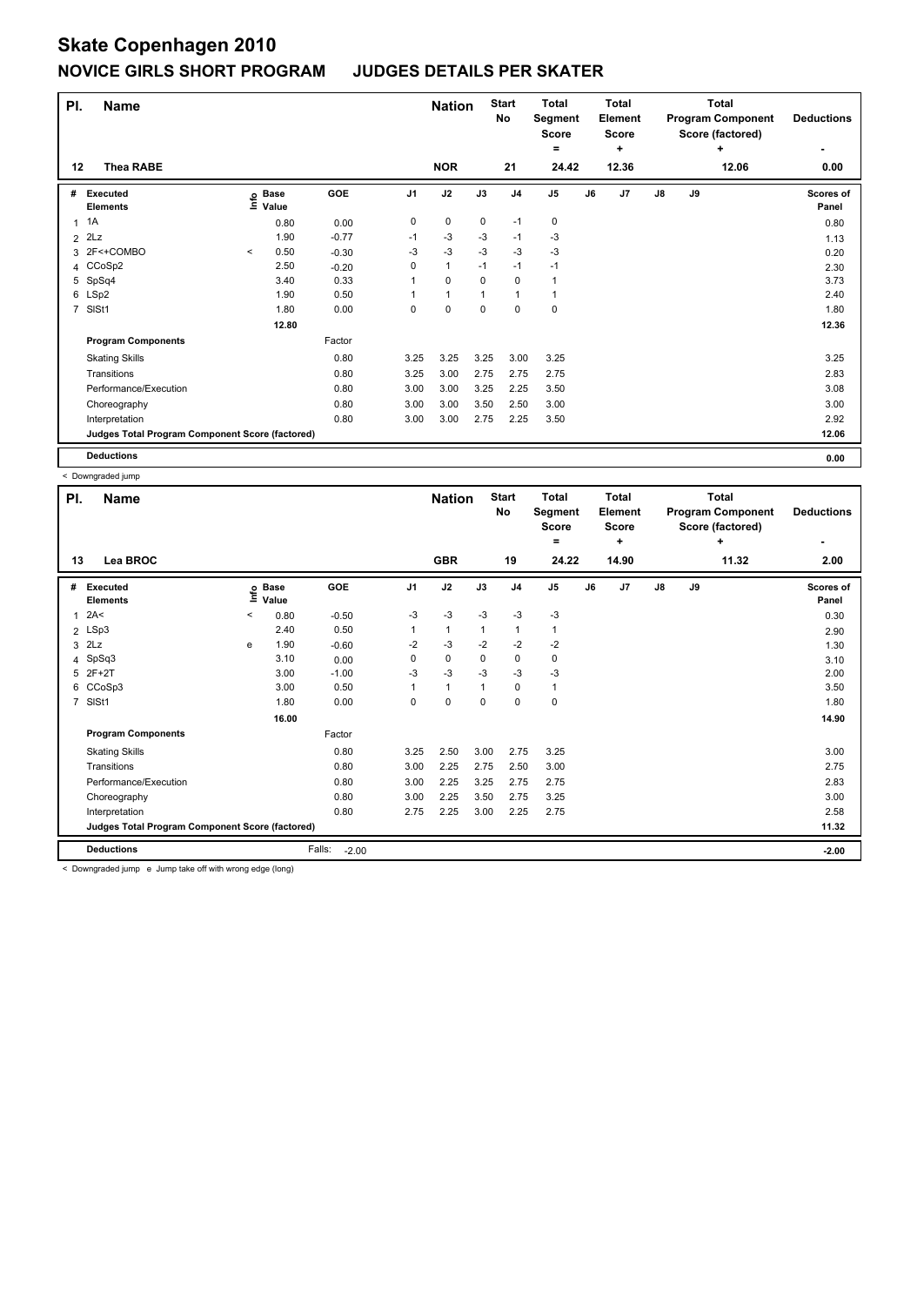# Skate Copenhagen 2010

## NOVICE GIRLS SHORT PROGRAM JUDGES DETAILS PER SKATER

| Pl. | Name | Nation | Start No | Total Segment Score = | Total Element Score + | Total Program Component Score (factored) + | Deductions - |
|---|---|---|---|---|---|---|---|
| 12 | Thea RABE | NOR | 21 | 24.42 | 12.36 | 12.06 | 0.00 |

| # | Executed Elements | Info | Base Value | GOE | J1 | J2 | J3 | J4 | J5 | J6 | J7 | J8 | J9 | Scores of Panel |
|---|---|---|---|---|---|---|---|---|---|---|---|---|---|---|
| 1 | 1A | | 0.80 | 0.00 | 0 | 0 | 0 | -1 | 0 | | | | | 0.80 |
| 2 | 2Lz | | 1.90 | -0.77 | -1 | -3 | -3 | -1 | -3 | | | | | 1.13 |
| 3 | 2F<+COMBO | < | 0.50 | -0.30 | -3 | -3 | -3 | -3 | -3 | | | | | 0.20 |
| 4 | CCoSp2 | | 2.50 | -0.20 | 0 | 1 | -1 | -1 | -1 | | | | | 2.30 |
| 5 | SpSq4 | | 3.40 | 0.33 | 1 | 0 | 0 | 0 | 1 | | | | | 3.73 |
| 6 | LSp2 | | 1.90 | 0.50 | 1 | 1 | 1 | 1 | 1 | | | | | 2.40 |
| 7 | SlSt1 | | 1.80 | 0.00 | 0 | 0 | 0 | 0 | 0 | | | | | 1.80 |
| | | | 12.80 | | | | | | | | | | | 12.36 |

| Program Components | Factor | J1 | J2 | J3 | J4 | J5 | J6 | J7 | J8 | J9 | |
|---|---|---|---|---|---|---|---|---|---|---|---|
| Skating Skills | 0.80 | 3.25 | 3.25 | 3.25 | 3.00 | 3.25 | | | | | 3.25 |
| Transitions | 0.80 | 3.25 | 3.00 | 2.75 | 2.75 | 2.75 | | | | | 2.83 |
| Performance/Execution | 0.80 | 3.00 | 3.00 | 3.25 | 2.25 | 3.50 | | | | | 3.08 |
| Choreography | 0.80 | 3.00 | 3.00 | 3.50 | 2.50 | 3.00 | | | | | 3.00 |
| Interpretation | 0.80 | 3.00 | 3.00 | 2.75 | 2.25 | 3.50 | | | | | 2.92 |
| Judges Total Program Component Score (factored) | | | | | | | | | | | 12.06 |

| Deductions | | 0.00 |
|---|---|---|

< Downgraded jump

| Pl. | Name | Nation | Start No | Total Segment Score = | Total Element Score + | Total Program Component Score (factored) + | Deductions - |
|---|---|---|---|---|---|---|---|
| 13 | Lea BROC | GBR | 19 | 24.22 | 14.90 | 11.32 | 2.00 |

| # | Executed Elements | Info | Base Value | GOE | J1 | J2 | J3 | J4 | J5 | J6 | J7 | J8 | J9 | Scores of Panel |
|---|---|---|---|---|---|---|---|---|---|---|---|---|---|---|
| 1 | 2A< | < | 0.80 | -0.50 | -3 | -3 | -3 | -3 | -3 | | | | | 0.30 |
| 2 | LSp3 | | 2.40 | 0.50 | 1 | 1 | 1 | 1 | 1 | | | | | 2.90 |
| 3 | 2Lz | e | 1.90 | -0.60 | -2 | -3 | -2 | -2 | -2 | | | | | 1.30 |
| 4 | SpSq3 | | 3.10 | 0.00 | 0 | 0 | 0 | 0 | 0 | | | | | 3.10 |
| 5 | 2F+2T | | 3.00 | -1.00 | -3 | -3 | -3 | -3 | -3 | | | | | 2.00 |
| 6 | CCoSp3 | | 3.00 | 0.50 | 1 | 1 | 1 | 0 | 1 | | | | | 3.50 |
| 7 | SlSt1 | | 1.80 | 0.00 | 0 | 0 | 0 | 0 | 0 | | | | | 1.80 |
| | | | 16.00 | | | | | | | | | | | 14.90 |

| Program Components | Factor | J1 | J2 | J3 | J4 | J5 | J6 | J7 | J8 | J9 | |
|---|---|---|---|---|---|---|---|---|---|---|---|
| Skating Skills | 0.80 | 3.25 | 2.50 | 3.00 | 2.75 | 3.25 | | | | | 3.00 |
| Transitions | 0.80 | 3.00 | 2.25 | 2.75 | 2.50 | 3.00 | | | | | 2.75 |
| Performance/Execution | 0.80 | 3.00 | 2.25 | 3.25 | 2.75 | 2.75 | | | | | 2.83 |
| Choreography | 0.80 | 3.00 | 2.25 | 3.50 | 2.75 | 3.25 | | | | | 3.00 |
| Interpretation | 0.80 | 2.75 | 2.25 | 3.00 | 2.25 | 2.75 | | | | | 2.58 |
| Judges Total Program Component Score (factored) | | | | | | | | | | | 11.32 |

| Deductions | Falls: -2.00 | -2.00 |
|---|---|---|

< Downgraded jump e Jump take off with wrong edge (long)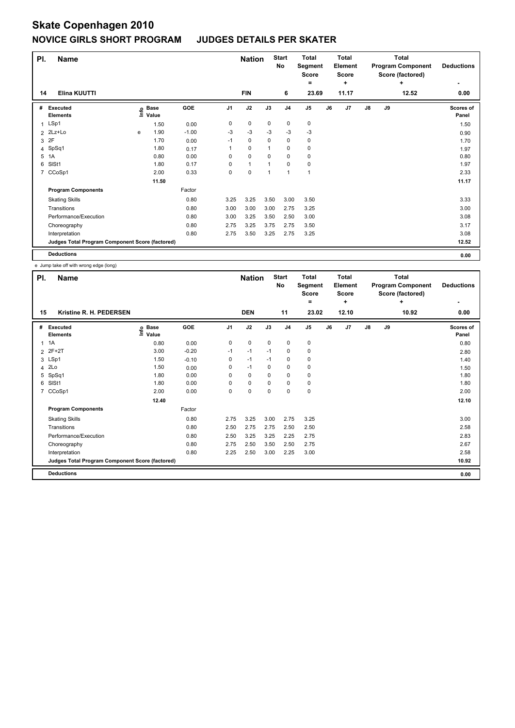# Skate Copenhagen 2010

## NOVICE GIRLS SHORT PROGRAM JUDGES DETAILS PER SKATER

| Pl. | Name | Nation | Start No | Total Segment Score = | Total Element Score + | Total Program Component Score (factored) + | Deductions - |
|---|---|---|---|---|---|---|---|
| 14 | Elina KUUTTI | FIN | 6 | 23.69 | 11.17 | 12.52 | 0.00 |

| # | Executed Elements | Info | Base Value | GOE | J1 | J2 | J3 | J4 | J5 | J6 | J7 | J8 | J9 | Scores of Panel |
|---|---|---|---|---|---|---|---|---|---|---|---|---|---|---|
| 1 | LSp1 | | 1.50 | 0.00 | 0 | 0 | 0 | 0 | 0 | | | | | 1.50 |
| 2 | 2Lz+Lo | e | 1.90 | -1.00 | -3 | -3 | -3 | -3 | -3 | | | | | 0.90 |
| 3 | 2F | | 1.70 | 0.00 | -1 | 0 | 0 | 0 | 0 | | | | | 1.70 |
| 4 | SpSq1 | | 1.80 | 0.17 | 1 | 0 | 1 | 0 | 0 | | | | | 1.97 |
| 5 | 1A | | 0.80 | 0.00 | 0 | 0 | 0 | 0 | 0 | | | | | 0.80 |
| 6 | SlSt1 | | 1.80 | 0.17 | 0 | 1 | 1 | 0 | 0 | | | | | 1.97 |
| 7 | CCoSp1 | | 2.00 | 0.33 | 0 | 0 | 1 | 1 | 1 | | | | | 2.33 |
| | | | 11.50 | | | | | | | | | | | 11.17 |
| | **Program Components** | | | Factor | | | | | | | | | | |
| | Skating Skills | | | 0.80 | 3.25 | 3.25 | 3.50 | 3.00 | 3.50 | | | | | 3.33 |
| | Transitions | | | 0.80 | 3.00 | 3.00 | 3.00 | 2.75 | 3.25 | | | | | 3.00 |
| | Performance/Execution | | | 0.80 | 3.00 | 3.25 | 3.50 | 2.50 | 3.00 | | | | | 3.08 |
| | Choreography | | | 0.80 | 2.75 | 3.25 | 3.75 | 2.75 | 3.50 | | | | | 3.17 |
| | Interpretation | | | 0.80 | 2.75 | 3.50 | 3.25 | 2.75 | 3.25 | | | | | 3.08 |
| | **Judges Total Program Component Score (factored)** | | | | | | | | | | | | | 12.52 |
| | **Deductions** | | | | | | | | | | | | | 0.00 |

e Jump take off with wrong edge (long)

| Pl. | Name | Nation | Start No | Total Segment Score = | Total Element Score + | Total Program Component Score (factored) + | Deductions - |
|---|---|---|---|---|---|---|---|
| 15 | Kristine R. H. PEDERSEN | DEN | 11 | 23.02 | 12.10 | 10.92 | 0.00 |

| # | Executed Elements | Info | Base Value | GOE | J1 | J2 | J3 | J4 | J5 | J6 | J7 | J8 | J9 | Scores of Panel |
|---|---|---|---|---|---|---|---|---|---|---|---|---|---|---|
| 1 | 1A | | 0.80 | 0.00 | 0 | 0 | 0 | 0 | 0 | | | | | 0.80 |
| 2 | 2F+2T | | 3.00 | -0.20 | -1 | -1 | -1 | 0 | 0 | | | | | 2.80 |
| 3 | LSp1 | | 1.50 | -0.10 | 0 | -1 | -1 | 0 | 0 | | | | | 1.40 |
| 4 | 2Lo | | 1.50 | 0.00 | 0 | -1 | 0 | 0 | 0 | | | | | 1.50 |
| 5 | SpSq1 | | 1.80 | 0.00 | 0 | 0 | 0 | 0 | 0 | | | | | 1.80 |
| 6 | SlSt1 | | 1.80 | 0.00 | 0 | 0 | 0 | 0 | 0 | | | | | 1.80 |
| 7 | CCoSp1 | | 2.00 | 0.00 | 0 | 0 | 0 | 0 | 0 | | | | | 2.00 |
| | | | 12.40 | | | | | | | | | | | 12.10 |
| | **Program Components** | | | Factor | | | | | | | | | | |
| | Skating Skills | | | 0.80 | 2.75 | 3.25 | 3.00 | 2.75 | 3.25 | | | | | 3.00 |
| | Transitions | | | 0.80 | 2.50 | 2.75 | 2.75 | 2.50 | 2.50 | | | | | 2.58 |
| | Performance/Execution | | | 0.80 | 2.50 | 3.25 | 3.25 | 2.25 | 2.75 | | | | | 2.83 |
| | Choreography | | | 0.80 | 2.75 | 2.50 | 3.50 | 2.50 | 2.75 | | | | | 2.67 |
| | Interpretation | | | 0.80 | 2.25 | 2.50 | 3.00 | 2.25 | 3.00 | | | | | 2.58 |
| | **Judges Total Program Component Score (factored)** | | | | | | | | | | | | | 10.92 |
| | **Deductions** | | | | | | | | | | | | | 0.00 |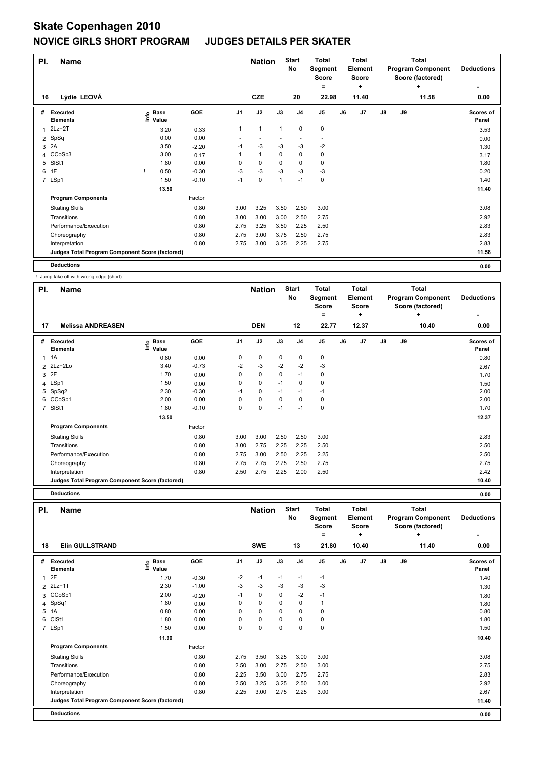# Skate Copenhagen 2010

## NOVICE GIRLS SHORT PROGRAM JUDGES DETAILS PER SKATER

| Pl. | Name | Nation | Start No | Total Segment Score = | Total Element Score + | Total Program Component Score (factored) + | Deductions - |
|---|---|---|---|---|---|---|---|
| 16 | Lýdie LEOVÁ | CZE | 20 | 22.98 | 11.40 | 11.58 | 0.00 |

| # | Executed Elements | Info | Base Value | GOE | J1 | J2 | J3 | J4 | J5 | J6 | J7 | J8 | J9 | Scores of Panel |
|---|---|---|---|---|---|---|---|---|---|---|---|---|---|---|
| 1 | 2Lz+2T | | 3.20 | 0.33 | 1 | 1 | 1 | 0 | 0 | | | | | 3.53 |
| 2 | SpSq | | 0.00 | 0.00 | - | - | - | - | - | | | | | 0.00 |
| 3 | 2A | | 3.50 | -2.20 | -1 | -3 | -3 | -3 | -2 | | | | | 1.30 |
| 4 | CCoSp3 | | 3.00 | 0.17 | 1 | 1 | 0 | 0 | 0 | | | | | 3.17 |
| 5 | SlSt1 | | 1.80 | 0.00 | 0 | 0 | 0 | 0 | 0 | | | | | 1.80 |
| 6 | 1F | ! | 0.50 | -0.30 | -3 | -3 | -3 | -3 | -3 | | | | | 0.20 |
| 7 | LSp1 | | 1.50 | -0.10 | -1 | 0 | 1 | -1 | 0 | | | | | 1.40 |
| | | | 13.50 | | | | | | | | | | | 11.40 |
| | **Program Components** | | | Factor | | | | | | | | | | |
| | Skating Skills | | | 0.80 | 3.00 | 3.25 | 3.50 | 2.50 | 3.00 | | | | | 3.08 |
| | Transitions | | | 0.80 | 3.00 | 3.00 | 3.00 | 2.50 | 2.75 | | | | | 2.92 |
| | Performance/Execution | | | 0.80 | 2.75 | 3.25 | 3.50 | 2.25 | 2.50 | | | | | 2.83 |
| | Choreography | | | 0.80 | 2.75 | 3.00 | 3.75 | 2.50 | 2.75 | | | | | 2.83 |
| | Interpretation | | | 0.80 | 2.75 | 3.00 | 3.25 | 2.25 | 2.75 | | | | | 2.83 |
| | Judges Total Program Component Score (factored) | | | | | | | | | | | | | 11.58 |
| | **Deductions** | | | | | | | | | | | | | 0.00 |

! Jump take off with wrong edge (short)

| Pl. | Name | Nation | Start No | Total Segment Score = | Total Element Score + | Total Program Component Score (factored) + | Deductions - |
|---|---|---|---|---|---|---|---|
| 17 | Melissa ANDREASEN | DEN | 12 | 22.77 | 12.37 | 10.40 | 0.00 |

| # | Executed Elements | Info | Base Value | GOE | J1 | J2 | J3 | J4 | J5 | J6 | J7 | J8 | J9 | Scores of Panel |
|---|---|---|---|---|---|---|---|---|---|---|---|---|---|---|
| 1 | 1A | | 0.80 | 0.00 | 0 | 0 | 0 | 0 | 0 | | | | | 0.80 |
| 2 | 2Lz+2Lo | | 3.40 | -0.73 | -2 | -3 | -2 | -2 | -3 | | | | | 2.67 |
| 3 | 2F | | 1.70 | 0.00 | 0 | 0 | 0 | -1 | 0 | | | | | 1.70 |
| 4 | LSp1 | | 1.50 | 0.00 | 0 | 0 | -1 | 0 | 0 | | | | | 1.50 |
| 5 | SpSq2 | | 2.30 | -0.30 | -1 | 0 | -1 | -1 | -1 | | | | | 2.00 |
| 6 | CCoSp1 | | 2.00 | 0.00 | 0 | 0 | 0 | 0 | 0 | | | | | 2.00 |
| 7 | SlSt1 | | 1.80 | -0.10 | 0 | 0 | -1 | -1 | 0 | | | | | 1.70 |
| | | | 13.50 | | | | | | | | | | | 12.37 |
| | **Program Components** | | | Factor | | | | | | | | | | |
| | Skating Skills | | | 0.80 | 3.00 | 3.00 | 2.50 | 2.50 | 3.00 | | | | | 2.83 |
| | Transitions | | | 0.80 | 3.00 | 2.75 | 2.25 | 2.25 | 2.50 | | | | | 2.50 |
| | Performance/Execution | | | 0.80 | 2.75 | 3.00 | 2.50 | 2.25 | 2.25 | | | | | 2.50 |
| | Choreography | | | 0.80 | 2.75 | 2.75 | 2.75 | 2.50 | 2.75 | | | | | 2.75 |
| | Interpretation | | | 0.80 | 2.50 | 2.75 | 2.25 | 2.00 | 2.50 | | | | | 2.42 |
| | Judges Total Program Component Score (factored) | | | | | | | | | | | | | 10.40 |
| | **Deductions** | | | | | | | | | | | | | 0.00 |

| Pl. | Name | Nation | Start No | Total Segment Score = | Total Element Score + | Total Program Component Score (factored) + | Deductions - |
|---|---|---|---|---|---|---|---|
| 18 | Elin GULLSTRAND | SWE | 13 | 21.80 | 10.40 | 11.40 | 0.00 |

| # | Executed Elements | Info | Base Value | GOE | J1 | J2 | J3 | J4 | J5 | J6 | J7 | J8 | J9 | Scores of Panel |
|---|---|---|---|---|---|---|---|---|---|---|---|---|---|---|
| 1 | 2F | | 1.70 | -0.30 | -2 | -1 | -1 | -1 | -1 | | | | | 1.40 |
| 2 | 2Lz+1T | | 2.30 | -1.00 | -3 | -3 | -3 | -3 | -3 | | | | | 1.30 |
| 3 | CCoSp1 | | 2.00 | -0.20 | -1 | 0 | 0 | -2 | -1 | | | | | 1.80 |
| 4 | SpSq1 | | 1.80 | 0.00 | 0 | 0 | 0 | 0 | 1 | | | | | 1.80 |
| 5 | 1A | | 0.80 | 0.00 | 0 | 0 | 0 | 0 | 0 | | | | | 0.80 |
| 6 | CiSt1 | | 1.80 | 0.00 | 0 | 0 | 0 | 0 | 0 | | | | | 1.80 |
| 7 | LSp1 | | 1.50 | 0.00 | 0 | 0 | 0 | 0 | 0 | | | | | 1.50 |
| | | | 11.90 | | | | | | | | | | | 10.40 |
| | **Program Components** | | | Factor | | | | | | | | | | |
| | Skating Skills | | | 0.80 | 2.75 | 3.50 | 3.25 | 3.00 | 3.00 | | | | | 3.08 |
| | Transitions | | | 0.80 | 2.50 | 3.00 | 2.75 | 2.50 | 3.00 | | | | | 2.75 |
| | Performance/Execution | | | 0.80 | 2.25 | 3.50 | 3.00 | 2.75 | 2.75 | | | | | 2.83 |
| | Choreography | | | 0.80 | 2.50 | 3.25 | 3.25 | 2.50 | 3.00 | | | | | 2.92 |
| | Interpretation | | | 0.80 | 2.25 | 3.00 | 2.75 | 2.25 | 3.00 | | | | | 2.67 |
| | Judges Total Program Component Score (factored) | | | | | | | | | | | | | 11.40 |
| | **Deductions** | | | | | | | | | | | | | 0.00 |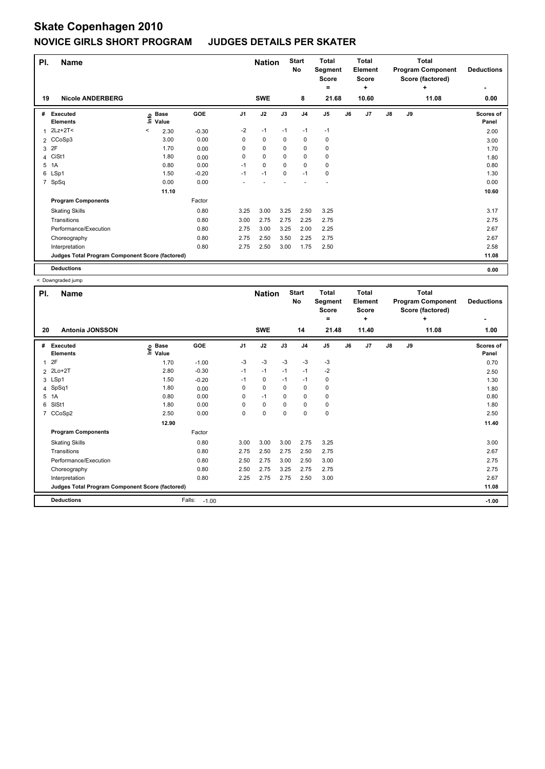# Skate Copenhagen 2010

## NOVICE GIRLS SHORT PROGRAM JUDGES DETAILS PER SKATER

| Pl. | Name | Nation | Start No | Total Segment Score = | Total Element Score + | Total Program Component Score (factored) + | Deductions - |
|---|---|---|---|---|---|---|---|
| 19 | Nicole ANDERBERG | SWE | 8 | 21.68 | 10.60 | 11.08 | 0.00 |

| # | Executed Elements | Info | Base Value | GOE | J1 | J2 | J3 | J4 | J5 | J6 | J7 | J8 | J9 | Scores of Panel |
|---|---|---|---|---|---|---|---|---|---|---|---|---|---|---|
| 1 | 2Lz+2T< | < | 2.30 | -0.30 | -2 | -1 | -1 | -1 | -1 | | | | | 2.00 |
| 2 | CCoSp3 | | 3.00 | 0.00 | 0 | 0 | 0 | 0 | 0 | | | | | 3.00 |
| 3 | 2F | | 1.70 | 0.00 | 0 | 0 | 0 | 0 | 0 | | | | | 1.70 |
| 4 | CiSt1 | | 1.80 | 0.00 | 0 | 0 | 0 | 0 | 0 | | | | | 1.80 |
| 5 | 1A | | 0.80 | 0.00 | -1 | 0 | 0 | 0 | 0 | | | | | 0.80 |
| 6 | LSp1 | | 1.50 | -0.20 | -1 | -1 | 0 | -1 | 0 | | | | | 1.30 |
| 7 | SpSq | | 0.00 | 0.00 | - | - | - | - | - | | | | | 0.00 |
| | | | 11.10 | | | | | | | | | | | 10.60 |
| | **Program Components** | | | Factor | | | | | | | | | | |
| | Skating Skills | | | 0.80 | 3.25 | 3.00 | 3.25 | 2.50 | 3.25 | | | | | 3.17 |
| | Transitions | | | 0.80 | 3.00 | 2.75 | 2.75 | 2.25 | 2.75 | | | | | 2.75 |
| | Performance/Execution | | | 0.80 | 2.75 | 3.00 | 3.25 | 2.00 | 2.25 | | | | | 2.67 |
| | Choreography | | | 0.80 | 2.75 | 2.50 | 3.50 | 2.25 | 2.75 | | | | | 2.67 |
| | Interpretation | | | 0.80 | 2.75 | 2.50 | 3.00 | 1.75 | 2.50 | | | | | 2.58 |
| | **Judges Total Program Component Score (factored)** | | | | | | | | | | | | | 11.08 |
| | **Deductions** | | | | | | | | | | | | | 0.00 |

< Downgraded jump

| Pl. | Name | Nation | Start No | Total Segment Score = | Total Element Score + | Total Program Component Score (factored) + | Deductions - |
|---|---|---|---|---|---|---|---|
| 20 | Antonia JONSSON | SWE | 14 | 21.48 | 11.40 | 11.08 | 1.00 |

| # | Executed Elements | Info | Base Value | GOE | J1 | J2 | J3 | J4 | J5 | J6 | J7 | J8 | J9 | Scores of Panel |
|---|---|---|---|---|---|---|---|---|---|---|---|---|---|---|
| 1 | 2F | | 1.70 | -1.00 | -3 | -3 | -3 | -3 | -3 | | | | | 0.70 |
| 2 | 2Lo+2T | | 2.80 | -0.30 | -1 | -1 | -1 | -1 | -2 | | | | | 2.50 |
| 3 | LSp1 | | 1.50 | -0.20 | -1 | 0 | -1 | -1 | 0 | | | | | 1.30 |
| 4 | SpSq1 | | 1.80 | 0.00 | 0 | 0 | 0 | 0 | 0 | | | | | 1.80 |
| 5 | 1A | | 0.80 | 0.00 | 0 | -1 | 0 | 0 | 0 | | | | | 0.80 |
| 6 | SlSt1 | | 1.80 | 0.00 | 0 | 0 | 0 | 0 | 0 | | | | | 1.80 |
| 7 | CCoSp2 | | 2.50 | 0.00 | 0 | 0 | 0 | 0 | 0 | | | | | 2.50 |
| | | | 12.90 | | | | | | | | | | | 11.40 |
| | **Program Components** | | | Factor | | | | | | | | | | |
| | Skating Skills | | | 0.80 | 3.00 | 3.00 | 3.00 | 2.75 | 3.25 | | | | | 3.00 |
| | Transitions | | | 0.80 | 2.75 | 2.50 | 2.75 | 2.50 | 2.75 | | | | | 2.67 |
| | Performance/Execution | | | 0.80 | 2.50 | 2.75 | 3.00 | 2.50 | 3.00 | | | | | 2.75 |
| | Choreography | | | 0.80 | 2.50 | 2.75 | 3.25 | 2.75 | 2.75 | | | | | 2.75 |
| | Interpretation | | | 0.80 | 2.25 | 2.75 | 2.75 | 2.50 | 3.00 | | | | | 2.67 |
| | **Judges Total Program Component Score (factored)** | | | | | | | | | | | | | 11.08 |
| | **Deductions** | | | Falls: -1.00 | | | | | | | | | | -1.00 |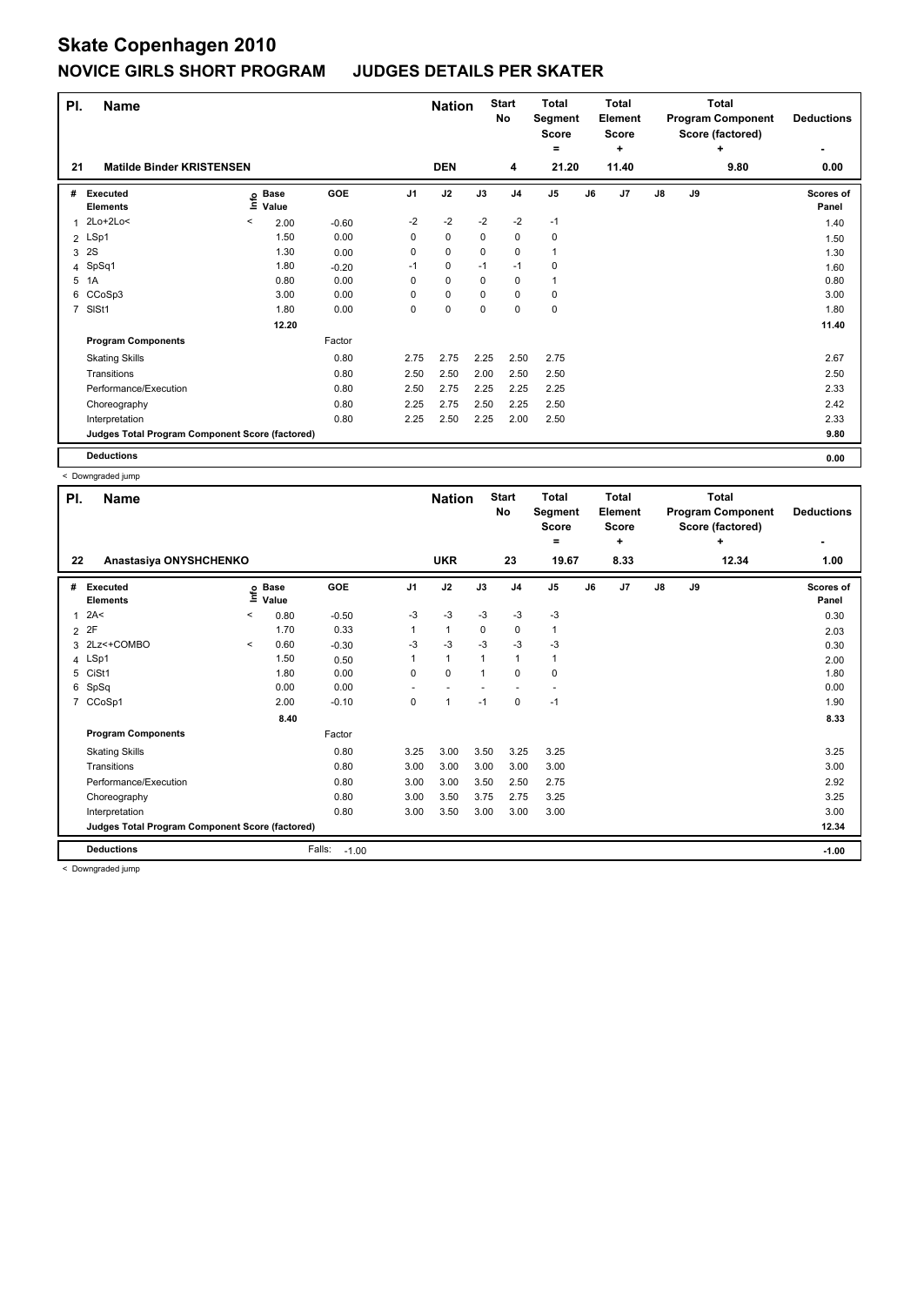# Skate Copenhagen 2010

## NOVICE GIRLS SHORT PROGRAM JUDGES DETAILS PER SKATER

| Pl. | Name | Nation | Start No | Total Segment Score = | Total Element Score + | Total Program Component Score (factored) + | Deductions - |
|---|---|---|---|---|---|---|---|
| 21 | Matilde Binder KRISTENSEN | DEN | 4 | 21.20 | 11.40 | 9.80 | 0.00 |

| # | Executed Elements | Info | Base Value | GOE | J1 | J2 | J3 | J4 | J5 | J6 | J7 | J8 | J9 | Scores of Panel |
|---|---|---|---|---|---|---|---|---|---|---|---|---|---|---|
| 1 | 2Lo+2Lo< | < | 2.00 | -0.60 | -2 | -2 | -2 | -2 | -1 | | | | | 1.40 |
| 2 | LSp1 | | 1.50 | 0.00 | 0 | 0 | 0 | 0 | 0 | | | | | 1.50 |
| 3 | 2S | | 1.30 | 0.00 | 0 | 0 | 0 | 0 | 1 | | | | | 1.30 |
| 4 | SpSq1 | | 1.80 | -0.20 | -1 | 0 | -1 | -1 | 0 | | | | | 1.60 |
| 5 | 1A | | 0.80 | 0.00 | 0 | 0 | 0 | 0 | 1 | | | | | 0.80 |
| 6 | CCoSp3 | | 3.00 | 0.00 | 0 | 0 | 0 | 0 | 0 | | | | | 3.00 |
| 7 | SlSt1 | | 1.80 | 0.00 | 0 | 0 | 0 | 0 | 0 | | | | | 1.80 |
| | | | 12.20 | | | | | | | | | | | 11.40 |
| | **Program Components** | | | Factor | | | | | | | | | | |
| | Skating Skills | | | 0.80 | 2.75 | 2.75 | 2.25 | 2.50 | 2.75 | | | | | 2.67 |
| | Transitions | | | 0.80 | 2.50 | 2.50 | 2.00 | 2.50 | 2.50 | | | | | 2.50 |
| | Performance/Execution | | | 0.80 | 2.50 | 2.75 | 2.25 | 2.25 | 2.25 | | | | | 2.33 |
| | Choreography | | | 0.80 | 2.25 | 2.75 | 2.50 | 2.25 | 2.50 | | | | | 2.42 |
| | Interpretation | | | 0.80 | 2.25 | 2.50 | 2.25 | 2.00 | 2.50 | | | | | 2.33 |
| | **Judges Total Program Component Score (factored)** | | | | | | | | | | | | | 9.80 |
| | **Deductions** | | | | | | | | | | | | | 0.00 |

< Downgraded jump

| Pl. | Name | Nation | Start No | Total Segment Score = | Total Element Score + | Total Program Component Score (factored) + | Deductions - |
|---|---|---|---|---|---|---|---|
| 22 | Anastasiya ONYSHCHENKO | UKR | 23 | 19.67 | 8.33 | 12.34 | 1.00 |

| # | Executed Elements | Info | Base Value | GOE | J1 | J2 | J3 | J4 | J5 | J6 | J7 | J8 | J9 | Scores of Panel |
|---|---|---|---|---|---|---|---|---|---|---|---|---|---|---|
| 1 | 2A< | < | 0.80 | -0.50 | -3 | -3 | -3 | -3 | -3 | | | | | 0.30 |
| 2 | 2F | | 1.70 | 0.33 | 1 | 1 | 0 | 0 | 1 | | | | | 2.03 |
| 3 | 2Lz<+COMBO | < | 0.60 | -0.30 | -3 | -3 | -3 | -3 | -3 | | | | | 0.30 |
| 4 | LSp1 | | 1.50 | 0.50 | 1 | 1 | 1 | 1 | 1 | | | | | 2.00 |
| 5 | CiSt1 | | 1.80 | 0.00 | 0 | 0 | 1 | 0 | 0 | | | | | 1.80 |
| 6 | SpSq | | 0.00 | 0.00 | - | - | - | - | - | | | | | 0.00 |
| 7 | CCoSp1 | | 2.00 | -0.10 | 0 | 1 | -1 | 0 | -1 | | | | | 1.90 |
| | | | 8.40 | | | | | | | | | | | 8.33 |
| | **Program Components** | | | Factor | | | | | | | | | | |
| | Skating Skills | | | 0.80 | 3.25 | 3.00 | 3.50 | 3.25 | 3.25 | | | | | 3.25 |
| | Transitions | | | 0.80 | 3.00 | 3.00 | 3.00 | 3.00 | 3.00 | | | | | 3.00 |
| | Performance/Execution | | | 0.80 | 3.00 | 3.00 | 3.50 | 2.50 | 2.75 | | | | | 2.92 |
| | Choreography | | | 0.80 | 3.00 | 3.50 | 3.75 | 2.75 | 3.25 | | | | | 3.25 |
| | Interpretation | | | 0.80 | 3.00 | 3.50 | 3.00 | 3.00 | 3.00 | | | | | 3.00 |
| | **Judges Total Program Component Score (factored)** | | | | | | | | | | | | | 12.34 |
| | **Deductions** | | | Falls: -1.00 | | | | | | | | | | -1.00 |

< Downgraded jump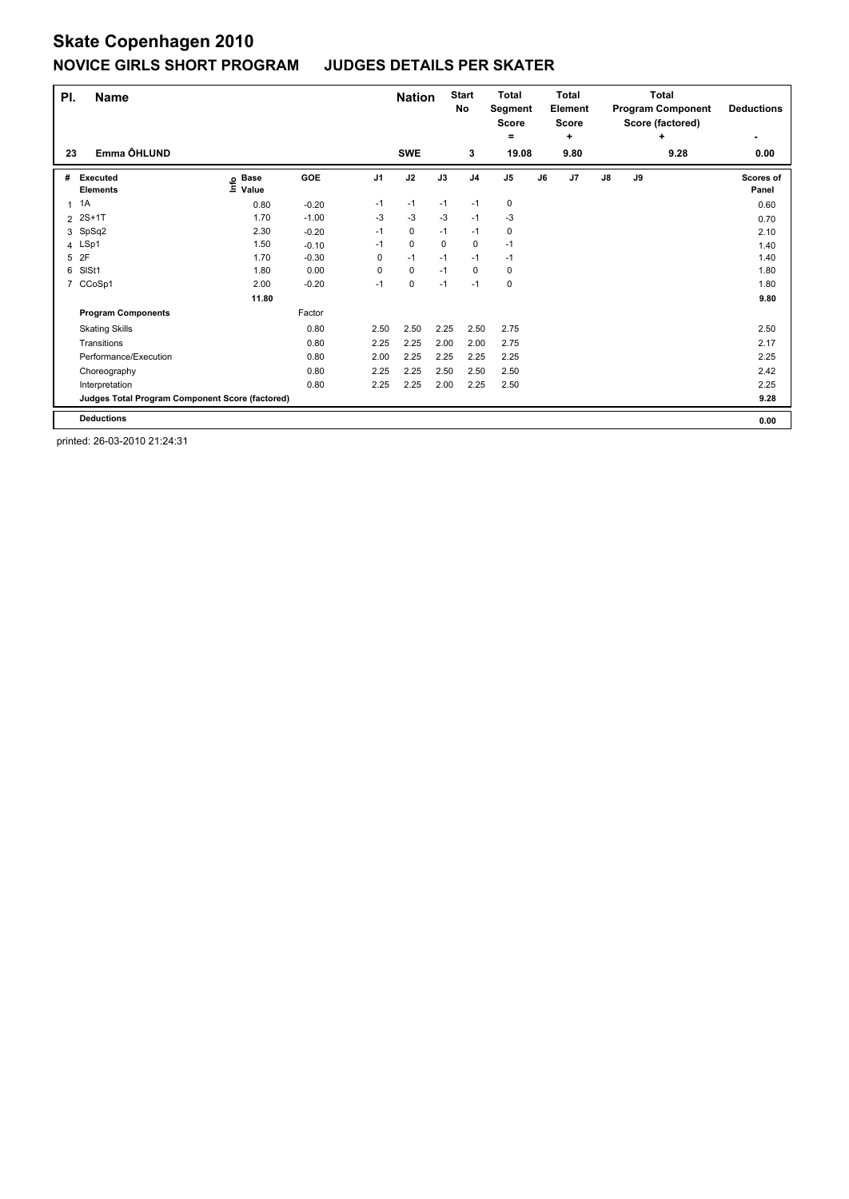# Skate Copenhagen 2010

## NOVICE GIRLS SHORT PROGRAM JUDGES DETAILS PER SKATER

| Pl. | Name | Nation | Start No | Total Segment Score = | Total Element Score + | Total Program Component Score (factored) + | Deductions - |
|---|---|---|---|---|---|---|---|
| 23 | Emma ÖHLUND | SWE | 3 | 19.08 | 9.80 | 9.28 | 0.00 |

| # | Executed Elements | Info | Base Value | GOE | J1 | J2 | J3 | J4 | J5 | J6 | J7 | J8 | J9 | Scores of Panel |
|---|---|---|---|---|---|---|---|---|---|---|---|---|---|---|
| 1 | 1A | | 0.80 | -0.20 | -1 | -1 | -1 | -1 | 0 | | | | | 0.60 |
| 2 | 2S+1T | | 1.70 | -1.00 | -3 | -3 | -3 | -1 | -3 | | | | | 0.70 |
| 3 | SpSq2 | | 2.30 | -0.20 | -1 | 0 | -1 | -1 | 0 | | | | | 2.10 |
| 4 | LSp1 | | 1.50 | -0.10 | -1 | 0 | 0 | 0 | -1 | | | | | 1.40 |
| 5 | 2F | | 1.70 | -0.30 | 0 | -1 | -1 | -1 | -1 | | | | | 1.40 |
| 6 | SlSt1 | | 1.80 | 0.00 | 0 | 0 | -1 | 0 | 0 | | | | | 1.80 |
| 7 | CCoSp1 | | 2.00 | -0.20 | -1 | 0 | -1 | -1 | 0 | | | | | 1.80 |
| | | | 11.80 | | | | | | | | | | | 9.80 |
| | **Program Components** | | | Factor | | | | | | | | | | |
| | Skating Skills | | | 0.80 | 2.50 | 2.50 | 2.25 | 2.50 | 2.75 | | | | | 2.50 |
| | Transitions | | | 0.80 | 2.25 | 2.25 | 2.00 | 2.00 | 2.75 | | | | | 2.17 |
| | Performance/Execution | | | 0.80 | 2.00 | 2.25 | 2.25 | 2.25 | 2.25 | | | | | 2.25 |
| | Choreography | | | 0.80 | 2.25 | 2.25 | 2.50 | 2.50 | 2.50 | | | | | 2.42 |
| | Interpretation | | | 0.80 | 2.25 | 2.25 | 2.00 | 2.25 | 2.50 | | | | | 2.25 |
| | **Judges Total Program Component Score (factored)** | | | | | | | | | | | | | 9.28 |
| | **Deductions** | | | | | | | | | | | | | 0.00 |

printed: 26-03-2010 21:24:31